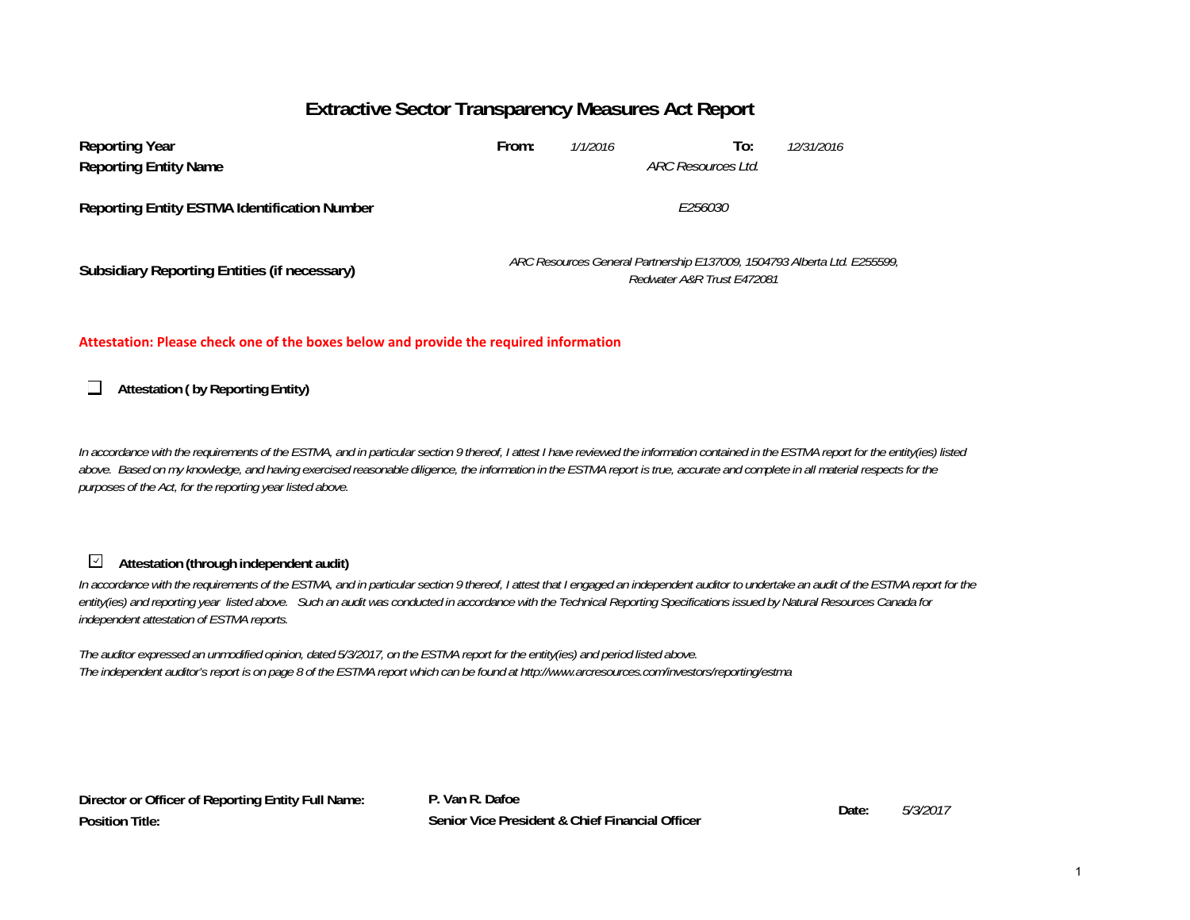# Extractive Sector Transparency Measures Act Report

| | | | | |
|---|---|---|---|---|
| **Reporting Year** | **From:** | *1/1/2016* | **To:** | *12/31/2016* |
| **Reporting Entity Name** | | *ARC Resources Ltd.* | | |
| **Reporting Entity ESTMA Identification Number** | | *E256030* | | |
| **Subsidiary Reporting Entities (if necessary)** | | *ARC Resources General Partnership E137009, 1504793 Alberta Ltd. E255599, Redwater A&R Trust E472081* | | |

**Attestation: Please check one of the boxes below and provide the required information**

☐ **Attestation ( by Reporting Entity)**

*In accordance with the requirements of the ESTMA, and in particular section 9 thereof, I attest I have reviewed the information contained in the ESTMA report for the entity(ies) listed above. Based on my knowledge, and having exercised reasonable diligence, the information in the ESTMA report is true, accurate and complete in all material respects for the purposes of the Act, for the reporting year listed above.*

☑ **Attestation (through independent audit)**

*In accordance with the requirements of the ESTMA, and in particular section 9 thereof, I attest that I engaged an independent auditor to undertake an audit of the ESTMA report for the entity(ies) and reporting year listed above. Such an audit was conducted in accordance with the Technical Reporting Specifications issued by Natural Resources Canada for independent attestation of ESTMA reports.*

*The auditor expressed an unmodified opinion, dated 5/3/2017, on the ESTMA report for the entity(ies) and period listed above.*
*The independent auditor's report is on page 8 of the ESTMA report which can be found at http://www.arcresources.com/investors/reporting/estma*

| | | | |
|---|---|---|---|
| **Director or Officer of Reporting Entity Full Name:** | **P. Van R. Dafoe** | **Date:** | *5/3/2017* |
| **Position Title:** | **Senior Vice President & Chief Financial Officer** | | |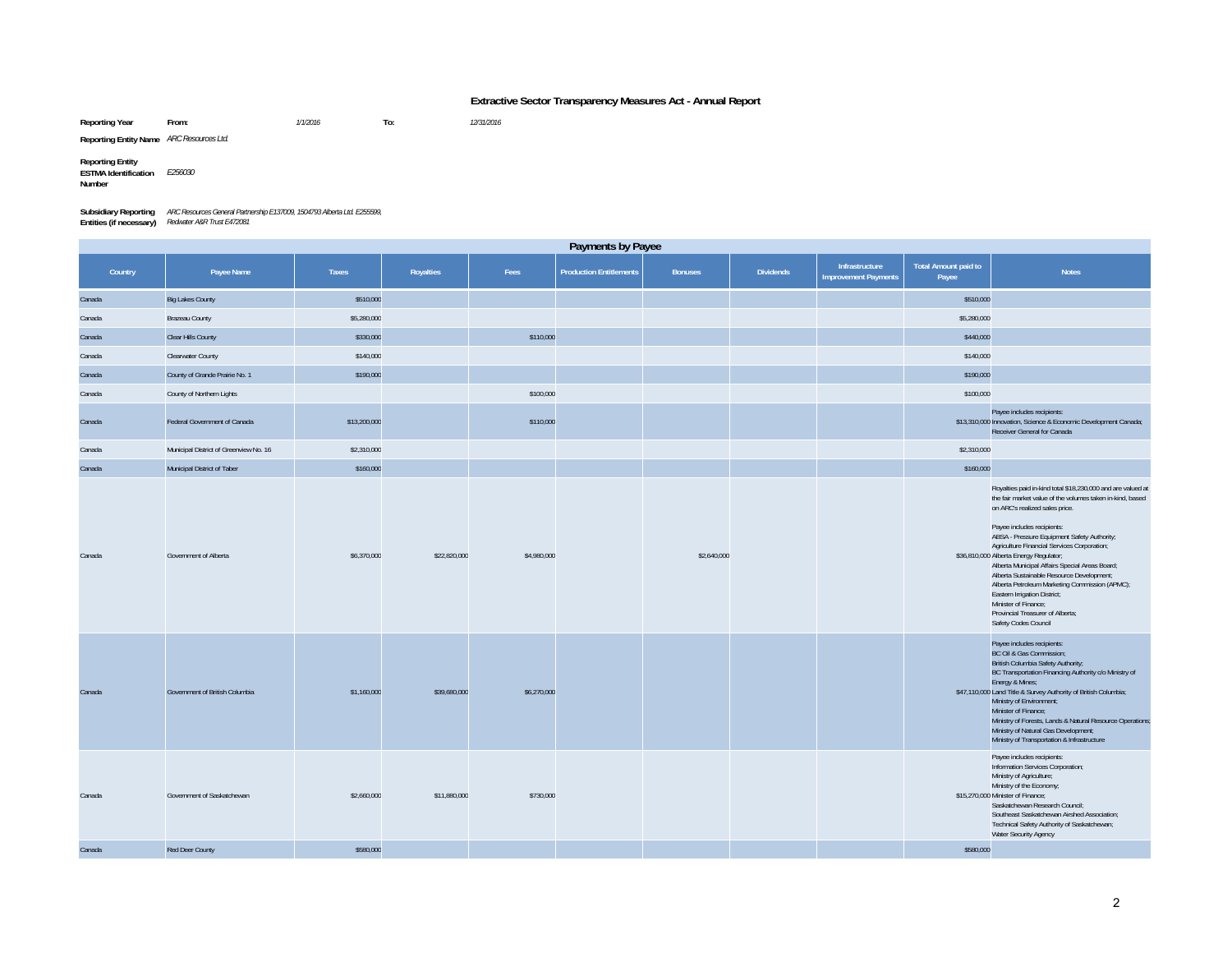# Extractive Sector Transparency Measures Act - Annual Report

**Reporting Year** **From:** *1/1/2016* **To:** *12/31/2016*

**Reporting Entity Name** *ARC Resources Ltd.*

**Reporting Entity ESTMA Identification Number** *E256030*

**Subsidiary Reporting Entities (if necessary)** *ARC Resources General Partnership E137009, 1504793 Alberta Ltd. E255599, Redwater A&R Trust E472081*

## Payments by Payee

| Country | Payee Name | Taxes | Royalties | Fees | Production Entitlements | Bonuses | Dividends | Infrastructure Improvement Payments | Total Amount paid to Payee | Notes |
|---|---|---|---|---|---|---|---|---|---|---|
| Canada | Big Lakes County | $510,000 | | | | | | | $510,000 | |
| Canada | Brazeau County | $5,280,000 | | | | | | | $5,280,000 | |
| Canada | Clear Hills County | $330,000 | | $110,000 | | | | | $440,000 | |
| Canada | Clearwater County | $140,000 | | | | | | | $140,000 | |
| Canada | County of Grande Prairie No. 1 | $190,000 | | | | | | | $190,000 | |
| Canada | County of Northern Lights | | | $100,000 | | | | | $100,000 | |
| Canada | Federal Government of Canada | $13,200,000 | | $110,000 | | | | | $13,310,000 | Payee includes recipients: Innovation, Science & Economic Development Canada; Receiver General for Canada |
| Canada | Municipal District of Greenview No. 16 | $2,310,000 | | | | | | | $2,310,000 | |
| Canada | Municipal District of Taber | $160,000 | | | | | | | $160,000 | |
| Canada | Government of Alberta | $6,370,000 | $22,820,000 | $4,980,000 | | $2,640,000 | | | $36,810,000 | Royalties paid in-kind total $18,230,000 and are valued at the fair market value of the volumes taken in-kind, based on ARC's realized sales price. Payee includes recipients: ABSA - Pressure Equipment Safety Authority; Agriculture Financial Services Corporation; Alberta Energy Regulator; Alberta Municipal Affairs Special Areas Board; Alberta Sustainable Resource Development; Alberta Petroleum Marketing Commission (APMC); Eastern Irrigation District; Minister of Finance; Provincial Treasurer of Alberta; Safety Codes Council |
| Canada | Government of British Columbia | $1,160,000 | $39,680,000 | $6,270,000 | | | | | $47,110,000 | Payee includes recipients: BC Oil & Gas Commission; British Columbia Safety Authority; BC Transportation Financing Authority c/o Ministry of Energy & Mines; Land Title & Survey Authority of British Columbia; Ministry of Environment; Minister of Finance; Ministry of Forests, Lands & Natural Resource Operations; Ministry of Natural Gas Development; Ministry of Transportation & Infrastructure |
| Canada | Government of Saskatchewan | $2,660,000 | $11,880,000 | $730,000 | | | | | $15,270,000 | Payee includes recipients: Information Services Corporation; Ministry of Agriculture; Ministry of the Economy; Minister of Finance; Saskatchewan Research Council; Southeast Saskatchewan Airshed Association; Technical Safety Authority of Saskatchewan; Water Security Agency |
| Canada | Red Deer County | $580,000 | | | | | | | $580,000 | |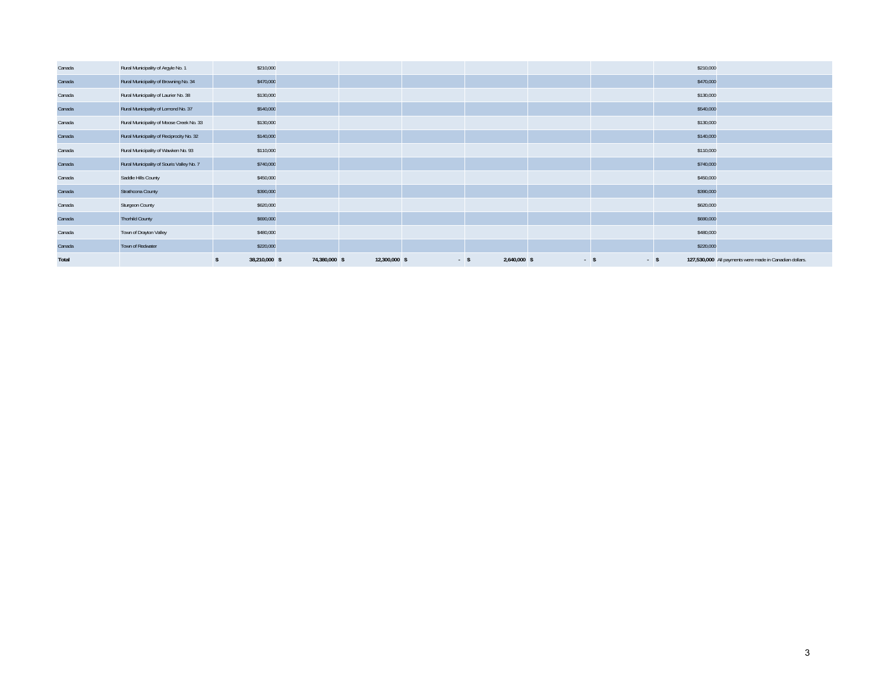| | | | | | | | | | | |
|---|---|---|---|---|---|---|---|---|---|---|
| Canada | Rural Municipality of Argyle No. 1 | $210,000 | | | | | | | $210,000 | |
| Canada | Rural Municipality of Browning No. 34 | $470,000 | | | | | | | $470,000 | |
| Canada | Rural Municipality of Laurier No. 38 | $130,000 | | | | | | | $130,000 | |
| Canada | Rural Municipality of Lomond No. 37 | $540,000 | | | | | | | $540,000 | |
| Canada | Rural Municipality of Moose Creek No. 33 | $130,000 | | | | | | | $130,000 | |
| Canada | Rural Municipality of Reciprocity No. 32 | $140,000 | | | | | | | $140,000 | |
| Canada | Rural Municipality of Wawken No. 93 | $110,000 | | | | | | | $110,000 | |
| Canada | Rural Municipality of Souris Valley No. 7 | $740,000 | | | | | | | $740,000 | |
| Canada | Saddle Hills County | $450,000 | | | | | | | $450,000 | |
| Canada | Strathcona County | $390,000 | | | | | | | $390,000 | |
| Canada | Sturgeon County | $620,000 | | | | | | | $620,000 | |
| Canada | Thorhild County | $690,000 | | | | | | | $690,000 | |
| Canada | Town of Drayton Valley | $480,000 | | | | | | | $480,000 | |
| Canada | Town of Redwater | $220,000 | | | | | | | $220,000 | |
| **Total** | | **$ 38,210,000** | **$ 74,380,000** | **$ 12,300,000** | **$ -** | **$ 2,640,000** | **$ -** | **$ -** | **$ 127,530,000** | All payments were made in Canadian dollars. |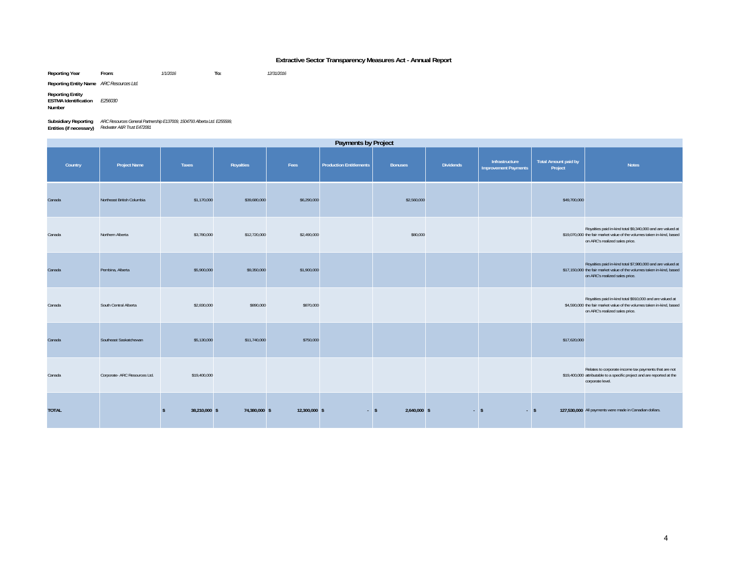# Extractive Sector Transparency Measures Act - Annual Report

**Reporting Year** **From:** *1/1/2016* **To:** *12/31/2016*

**Reporting Entity Name** *ARC Resources Ltd.*

**Reporting Entity ESTMA Identification Number** *E256030*

**Subsidiary Reporting Entities (if necessary)** *ARC Resources General Partnership E137009, 1504793 Alberta Ltd. E255599, Redwater A&R Trust E472081*

## Payments by Project

| Country | Project Name | Taxes | Royalties | Fees | Production Entitlements | Bonuses | Dividends | Infrastructure Improvement Payments | Total Amount paid by Project | Notes |
|---|---|---|---|---|---|---|---|---|---|---|
| Canada | Northeast British Columbia | $1,170,000 | $39,680,000 | $6,290,000 | | $2,560,000 | | | $49,700,000 | |
| Canada | Northern Alberta | $3,780,000 | $12,720,000 | $2,490,000 | | $80,000 | | | $19,070,000 | Royalties paid in-kind total $9,340,000 and are valued at the fair market value of the volumes taken in-kind, based on ARC's realized sales price. |
| Canada | Pembina, Alberta | $5,900,000 | $9,350,000 | $1,900,000 | | | | | $17,150,000 | Royalties paid in-kind total $7,980,000 and are valued at the fair market value of the volumes taken in-kind, based on ARC's realized sales price. |
| Canada | South Central Alberta | $2,830,000 | $890,000 | $870,000 | | | | | $4,590,000 | Royalties paid in-kind total $910,000 and are valued at the fair market value of the volumes taken in-kind, based on ARC's realized sales price. |
| Canada | Southeast Saskatchewan | $5,130,000 | $11,740,000 | $750,000 | | | | | $17,620,000 | |
| Canada | Corporate- ARC Resources Ltd. | $19,400,000 | | | | | | | $19,400,000 | Relates to corporate income tax payments that are not attributable to a specific project and are reported at the corporate level. |
| **TOTAL** | | **$ 38,210,000** | **$ 74,380,000** | **$ 12,300,000** | **$ -** | **$ 2,640,000** | **$ -** | **$ -** | **$ 127,530,000** | All payments were made in Canadian dollars. |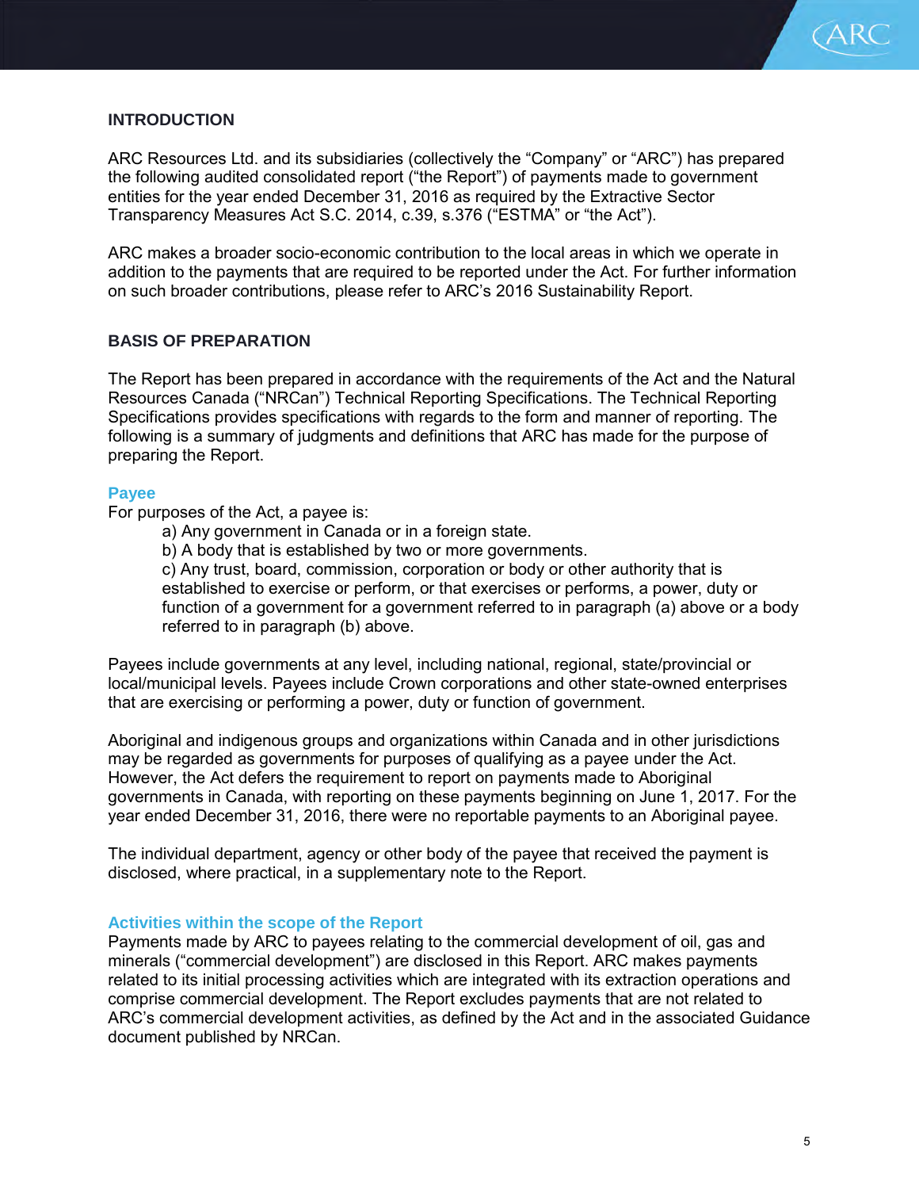## INTRODUCTION

ARC Resources Ltd. and its subsidiaries (collectively the "Company" or "ARC") has prepared the following audited consolidated report ("the Report") of payments made to government entities for the year ended December 31, 2016 as required by the Extractive Sector Transparency Measures Act S.C. 2014, c.39, s.376 ("ESTMA" or "the Act").

ARC makes a broader socio-economic contribution to the local areas in which we operate in addition to the payments that are required to be reported under the Act. For further information on such broader contributions, please refer to ARC's 2016 Sustainability Report.

## BASIS OF PREPARATION

The Report has been prepared in accordance with the requirements of the Act and the Natural Resources Canada ("NRCan") Technical Reporting Specifications. The Technical Reporting Specifications provides specifications with regards to the form and manner of reporting. The following is a summary of judgments and definitions that ARC has made for the purpose of preparing the Report.

### Payee

For purposes of the Act, a payee is:

a) Any government in Canada or in a foreign state.
b) A body that is established by two or more governments.
c) Any trust, board, commission, corporation or body or other authority that is established to exercise or perform, or that exercises or performs, a power, duty or function of a government for a government referred to in paragraph (a) above or a body referred to in paragraph (b) above.

Payees include governments at any level, including national, regional, state/provincial or local/municipal levels. Payees include Crown corporations and other state-owned enterprises that are exercising or performing a power, duty or function of government.

Aboriginal and indigenous groups and organizations within Canada and in other jurisdictions may be regarded as governments for purposes of qualifying as a payee under the Act. However, the Act defers the requirement to report on payments made to Aboriginal governments in Canada, with reporting on these payments beginning on June 1, 2017. For the year ended December 31, 2016, there were no reportable payments to an Aboriginal payee.

The individual department, agency or other body of the payee that received the payment is disclosed, where practical, in a supplementary note to the Report.

### Activities within the scope of the Report

Payments made by ARC to payees relating to the commercial development of oil, gas and minerals ("commercial development") are disclosed in this Report. ARC makes payments related to its initial processing activities which are integrated with its extraction operations and comprise commercial development. The Report excludes payments that are not related to ARC's commercial development activities, as defined by the Act and in the associated Guidance document published by NRCan.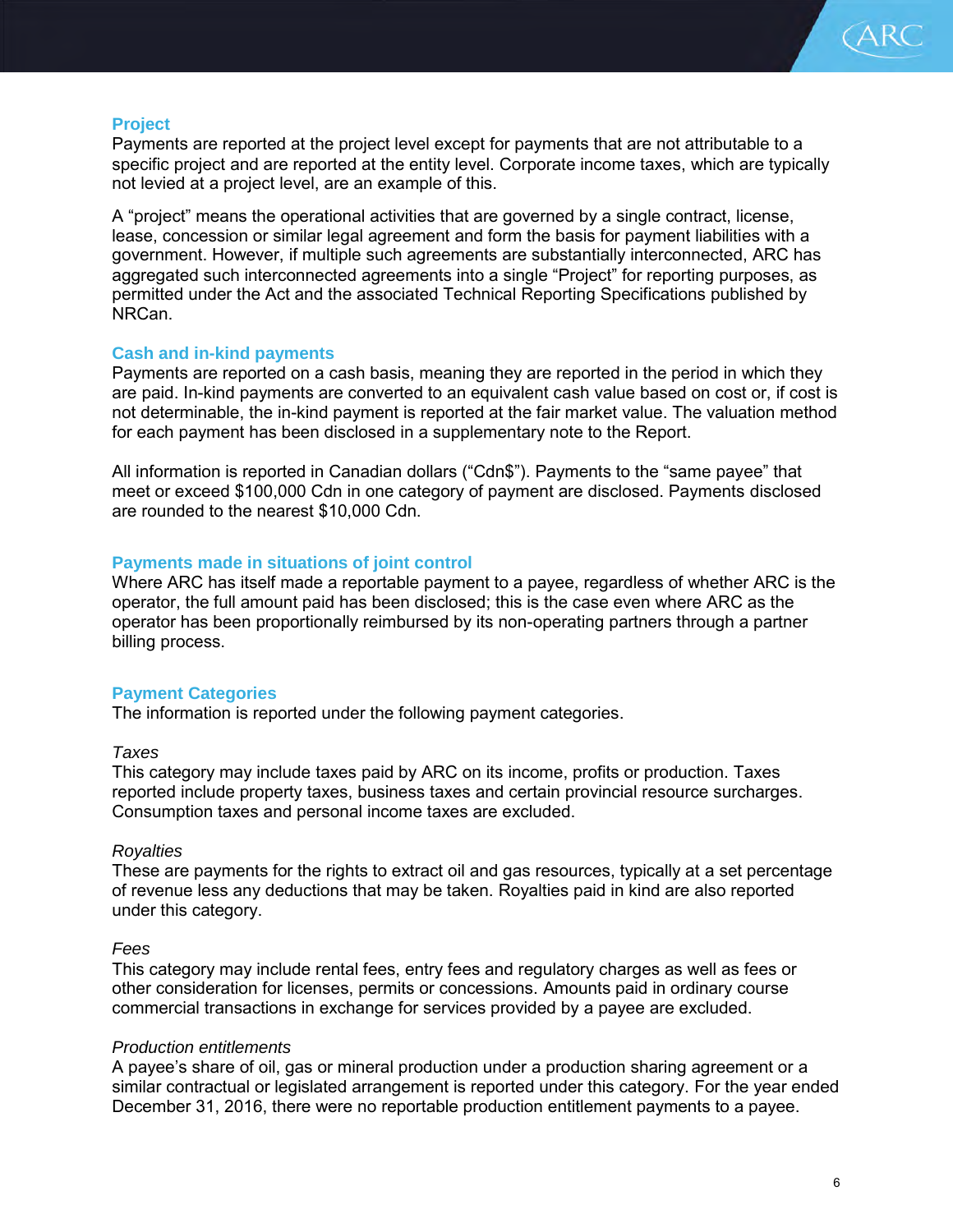## Project

Payments are reported at the project level except for payments that are not attributable to a specific project and are reported at the entity level. Corporate income taxes, which are typically not levied at a project level, are an example of this.

A "project" means the operational activities that are governed by a single contract, license, lease, concession or similar legal agreement and form the basis for payment liabilities with a government. However, if multiple such agreements are substantially interconnected, ARC has aggregated such interconnected agreements into a single "Project" for reporting purposes, as permitted under the Act and the associated Technical Reporting Specifications published by NRCan.

## Cash and in-kind payments

Payments are reported on a cash basis, meaning they are reported in the period in which they are paid. In-kind payments are converted to an equivalent cash value based on cost or, if cost is not determinable, the in-kind payment is reported at the fair market value. The valuation method for each payment has been disclosed in a supplementary note to the Report.

All information is reported in Canadian dollars ("Cdn$"). Payments to the "same payee" that meet or exceed $100,000 Cdn in one category of payment are disclosed. Payments disclosed are rounded to the nearest $10,000 Cdn.

## Payments made in situations of joint control

Where ARC has itself made a reportable payment to a payee, regardless of whether ARC is the operator, the full amount paid has been disclosed; this is the case even where ARC as the operator has been proportionally reimbursed by its non-operating partners through a partner billing process.

## Payment Categories

The information is reported under the following payment categories.

*Taxes*

This category may include taxes paid by ARC on its income, profits or production. Taxes reported include property taxes, business taxes and certain provincial resource surcharges. Consumption taxes and personal income taxes are excluded.

*Royalties*

These are payments for the rights to extract oil and gas resources, typically at a set percentage of revenue less any deductions that may be taken. Royalties paid in kind are also reported under this category.

*Fees*

This category may include rental fees, entry fees and regulatory charges as well as fees or other consideration for licenses, permits or concessions. Amounts paid in ordinary course commercial transactions in exchange for services provided by a payee are excluded.

*Production entitlements*

A payee's share of oil, gas or mineral production under a production sharing agreement or a similar contractual or legislated arrangement is reported under this category. For the year ended December 31, 2016, there were no reportable production entitlement payments to a payee.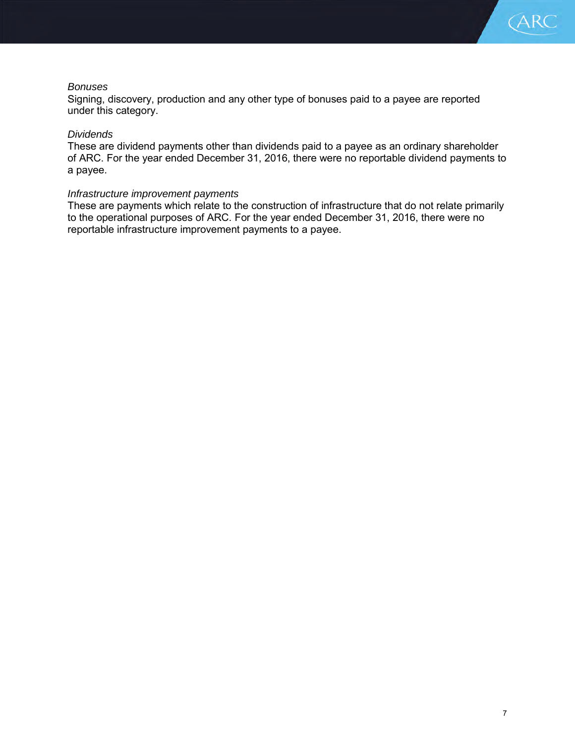*Bonuses*
Signing, discovery, production and any other type of bonuses paid to a payee are reported under this category.

*Dividends*
These are dividend payments other than dividends paid to a payee as an ordinary shareholder of ARC. For the year ended December 31, 2016, there were no reportable dividend payments to a payee.

*Infrastructure improvement payments*
These are payments which relate to the construction of infrastructure that do not relate primarily to the operational purposes of ARC. For the year ended December 31, 2016, there were no reportable infrastructure improvement payments to a payee.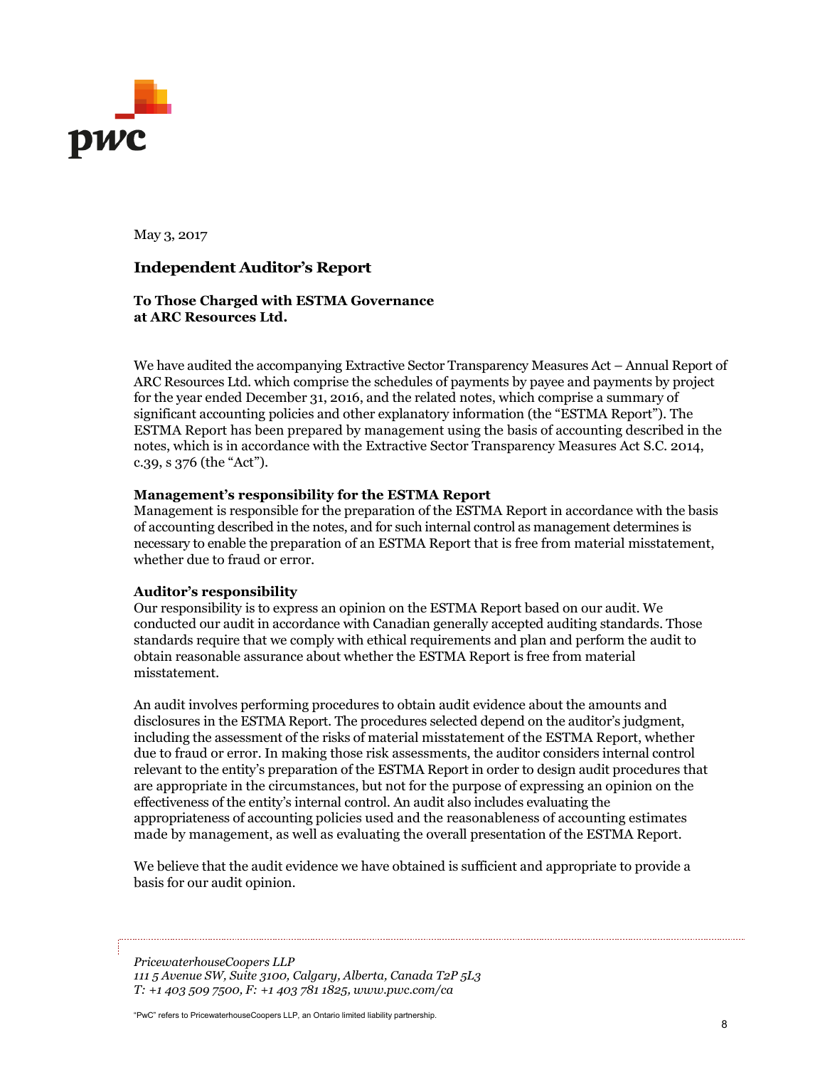May 3, 2017

## Independent Auditor's Report

**To Those Charged with ESTMA Governance at ARC Resources Ltd.**

We have audited the accompanying Extractive Sector Transparency Measures Act – Annual Report of ARC Resources Ltd. which comprise the schedules of payments by payee and payments by project for the year ended December 31, 2016, and the related notes, which comprise a summary of significant accounting policies and other explanatory information (the "ESTMA Report"). The ESTMA Report has been prepared by management using the basis of accounting described in the notes, which is in accordance with the Extractive Sector Transparency Measures Act S.C. 2014, c.39, s 376 (the "Act").

**Management's responsibility for the ESTMA Report**

Management is responsible for the preparation of the ESTMA Report in accordance with the basis of accounting described in the notes, and for such internal control as management determines is necessary to enable the preparation of an ESTMA Report that is free from material misstatement, whether due to fraud or error.

**Auditor's responsibility**

Our responsibility is to express an opinion on the ESTMA Report based on our audit. We conducted our audit in accordance with Canadian generally accepted auditing standards. Those standards require that we comply with ethical requirements and plan and perform the audit to obtain reasonable assurance about whether the ESTMA Report is free from material misstatement.

An audit involves performing procedures to obtain audit evidence about the amounts and disclosures in the ESTMA Report. The procedures selected depend on the auditor's judgment, including the assessment of the risks of material misstatement of the ESTMA Report, whether due to fraud or error. In making those risk assessments, the auditor considers internal control relevant to the entity's preparation of the ESTMA Report in order to design audit procedures that are appropriate in the circumstances, but not for the purpose of expressing an opinion on the effectiveness of the entity's internal control. An audit also includes evaluating the appropriateness of accounting policies used and the reasonableness of accounting estimates made by management, as well as evaluating the overall presentation of the ESTMA Report.

We believe that the audit evidence we have obtained is sufficient and appropriate to provide a basis for our audit opinion.

*PricewaterhouseCoopers LLP*
*111 5 Avenue SW, Suite 3100, Calgary, Alberta, Canada T2P 5L3*
*T: +1 403 509 7500, F: +1 403 781 1825, www.pwc.com/ca*

"PwC" refers to PricewaterhouseCoopers LLP, an Ontario limited liability partnership.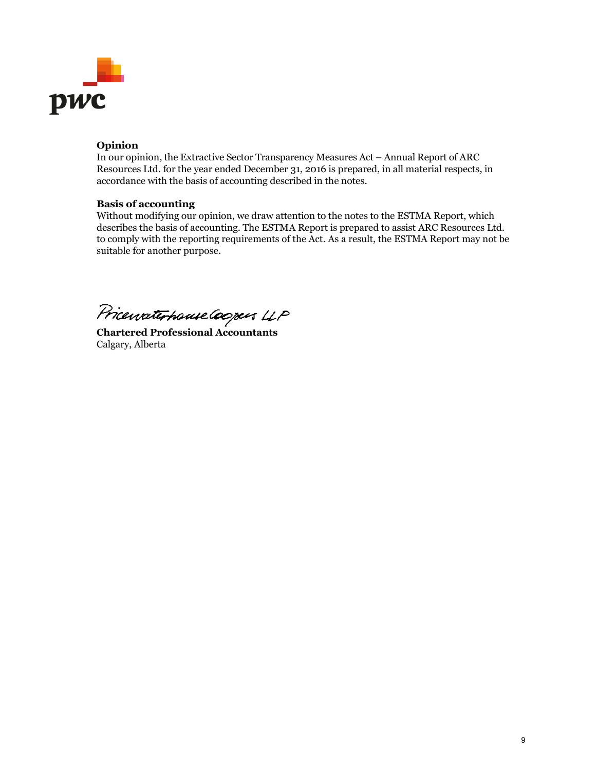**Opinion**

In our opinion, the Extractive Sector Transparency Measures Act – Annual Report of ARC Resources Ltd. for the year ended December 31, 2016 is prepared, in all material respects, in accordance with the basis of accounting described in the notes.

**Basis of accounting**

Without modifying our opinion, we draw attention to the notes to the ESTMA Report, which describes the basis of accounting. The ESTMA Report is prepared to assist ARC Resources Ltd. to comply with the reporting requirements of the Act. As a result, the ESTMA Report may not be suitable for another purpose.

PricewaterhouseCoopers LLP

**Chartered Professional Accountants**
Calgary, Alberta